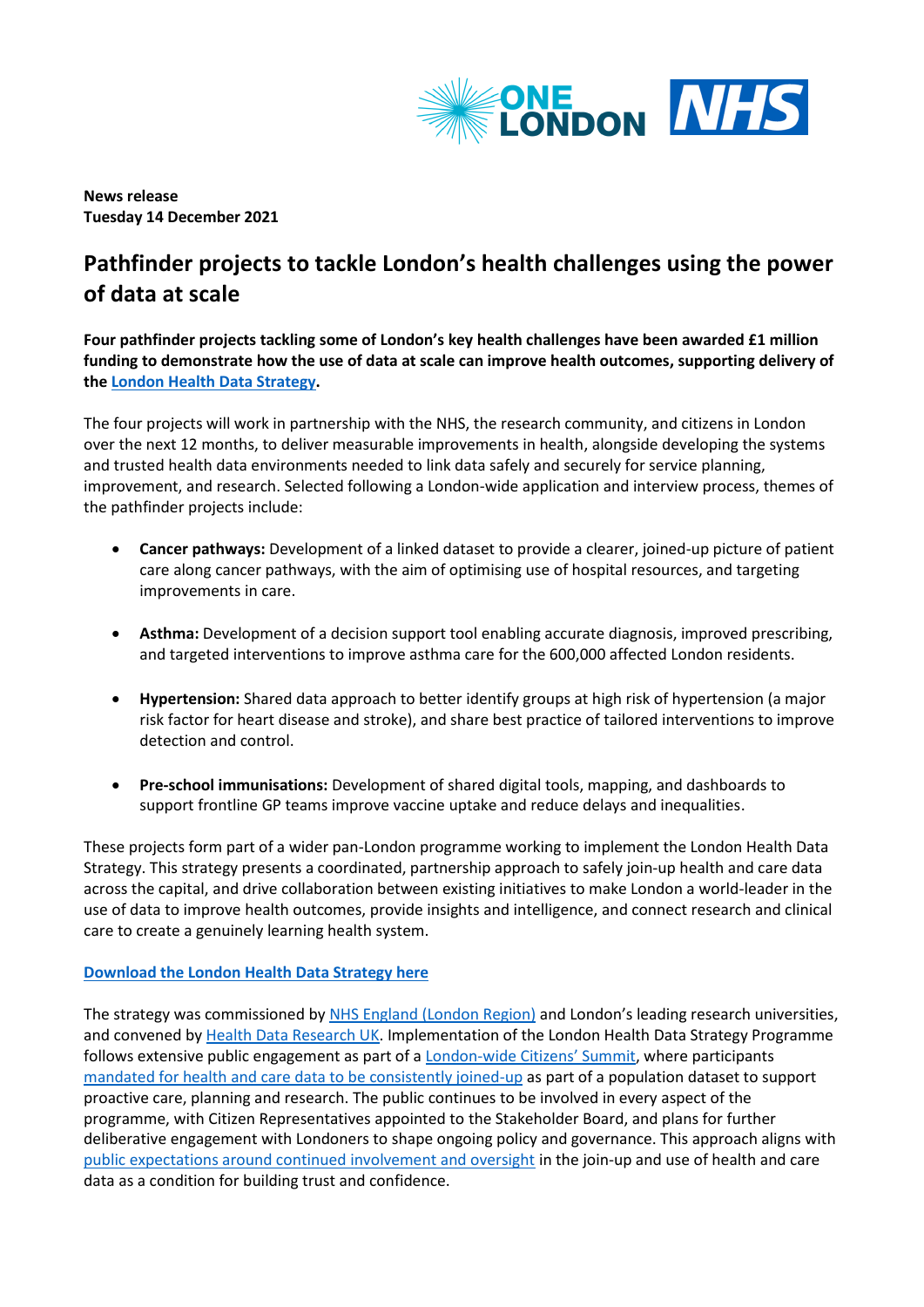**News release**
**Tuesday 14 December 2021**

# Pathfinder projects to tackle London's health challenges using the power of data at scale

**Four pathfinder projects tackling some of London's key health challenges have been awarded £1 million funding to demonstrate how the use of data at scale can improve health outcomes, supporting delivery of the London Health Data Strategy.**

The four projects will work in partnership with the NHS, the research community, and citizens in London over the next 12 months, to deliver measurable improvements in health, alongside developing the systems and trusted health data environments needed to link data safely and securely for service planning, improvement, and research. Selected following a London-wide application and interview process, themes of the pathfinder projects include:

- **Cancer pathways:** Development of a linked dataset to provide a clearer, joined-up picture of patient care along cancer pathways, with the aim of optimising use of hospital resources, and targeting improvements in care.
- **Asthma:** Development of a decision support tool enabling accurate diagnosis, improved prescribing, and targeted interventions to improve asthma care for the 600,000 affected London residents.
- **Hypertension:** Shared data approach to better identify groups at high risk of hypertension (a major risk factor for heart disease and stroke), and share best practice of tailored interventions to improve detection and control.
- **Pre-school immunisations:** Development of shared digital tools, mapping, and dashboards to support frontline GP teams improve vaccine uptake and reduce delays and inequalities.

These projects form part of a wider pan-London programme working to implement the London Health Data Strategy. This strategy presents a coordinated, partnership approach to safely join-up health and care data across the capital, and drive collaboration between existing initiatives to make London a world-leader in the use of data to improve health outcomes, provide insights and intelligence, and connect research and clinical care to create a genuinely learning health system.

**Download the London Health Data Strategy here**

The strategy was commissioned by NHS England (London Region) and London's leading research universities, and convened by Health Data Research UK. Implementation of the London Health Data Strategy Programme follows extensive public engagement as part of a London-wide Citizens' Summit, where participants mandated for health and care data to be consistently joined-up as part of a population dataset to support proactive care, planning and research. The public continues to be involved in every aspect of the programme, with Citizen Representatives appointed to the Stakeholder Board, and plans for further deliberative engagement with Londoners to shape ongoing policy and governance. This approach aligns with public expectations around continued involvement and oversight in the join-up and use of health and care data as a condition for building trust and confidence.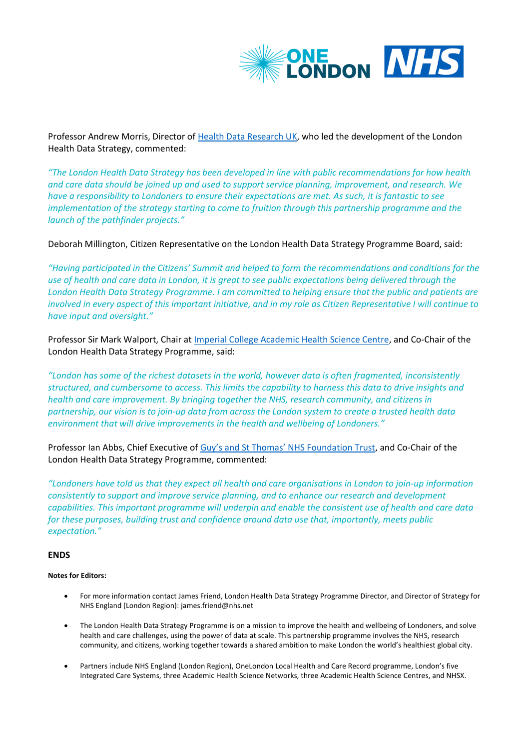Professor Andrew Morris, Director of Health Data Research UK, who led the development of the London Health Data Strategy, commented:

*"The London Health Data Strategy has been developed in line with public recommendations for how health and care data should be joined up and used to support service planning, improvement, and research. We have a responsibility to Londoners to ensure their expectations are met. As such, it is fantastic to see implementation of the strategy starting to come to fruition through this partnership programme and the launch of the pathfinder projects."*

Deborah Millington, Citizen Representative on the London Health Data Strategy Programme Board, said:

*"Having participated in the Citizens' Summit and helped to form the recommendations and conditions for the use of health and care data in London, it is great to see public expectations being delivered through the London Health Data Strategy Programme. I am committed to helping ensure that the public and patients are involved in every aspect of this important initiative, and in my role as Citizen Representative I will continue to have input and oversight."*

Professor Sir Mark Walport, Chair at Imperial College Academic Health Science Centre, and Co-Chair of the London Health Data Strategy Programme, said:

*"London has some of the richest datasets in the world, however data is often fragmented, inconsistently structured, and cumbersome to access. This limits the capability to harness this data to drive insights and health and care improvement. By bringing together the NHS, research community, and citizens in partnership, our vision is to join-up data from across the London system to create a trusted health data environment that will drive improvements in the health and wellbeing of Londoners."*

Professor Ian Abbs, Chief Executive of Guy's and St Thomas' NHS Foundation Trust, and Co-Chair of the London Health Data Strategy Programme, commented:

*"Londoners have told us that they expect all health and care organisations in London to join-up information consistently to support and improve service planning, and to enhance our research and development capabilities. This important programme will underpin and enable the consistent use of health and care data for these purposes, building trust and confidence around data use that, importantly, meets public expectation."*

**ENDS**

**Notes for Editors:**

- For more information contact James Friend, London Health Data Strategy Programme Director, and Director of Strategy for NHS England (London Region): james.friend@nhs.net
- The London Health Data Strategy Programme is on a mission to improve the health and wellbeing of Londoners, and solve health and care challenges, using the power of data at scale. This partnership programme involves the NHS, research community, and citizens, working together towards a shared ambition to make London the world's healthiest global city.
- Partners include NHS England (London Region), OneLondon Local Health and Care Record programme, London's five Integrated Care Systems, three Academic Health Science Networks, three Academic Health Science Centres, and NHSX.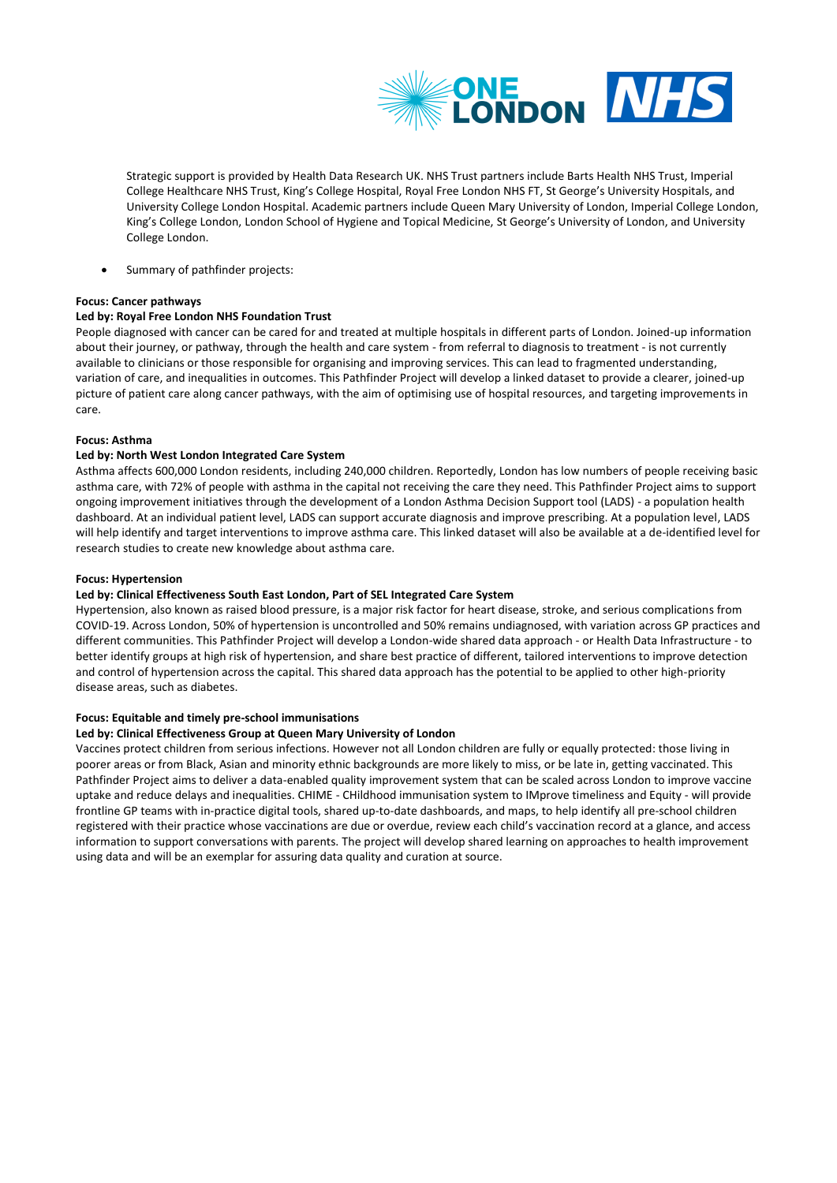Strategic support is provided by Health Data Research UK. NHS Trust partners include Barts Health NHS Trust, Imperial College Healthcare NHS Trust, King's College Hospital, Royal Free London NHS FT, St George's University Hospitals, and University College London Hospital. Academic partners include Queen Mary University of London, Imperial College London, King's College London, London School of Hygiene and Topical Medicine, St George's University of London, and University College London.

- Summary of pathfinder projects:

**Focus: Cancer pathways**
**Led by: Royal Free London NHS Foundation Trust**
People diagnosed with cancer can be cared for and treated at multiple hospitals in different parts of London. Joined-up information about their journey, or pathway, through the health and care system - from referral to diagnosis to treatment - is not currently available to clinicians or those responsible for organising and improving services. This can lead to fragmented understanding, variation of care, and inequalities in outcomes. This Pathfinder Project will develop a linked dataset to provide a clearer, joined-up picture of patient care along cancer pathways, with the aim of optimising use of hospital resources, and targeting improvements in care.

**Focus: Asthma**
**Led by: North West London Integrated Care System**
Asthma affects 600,000 London residents, including 240,000 children. Reportedly, London has low numbers of people receiving basic asthma care, with 72% of people with asthma in the capital not receiving the care they need. This Pathfinder Project aims to support ongoing improvement initiatives through the development of a London Asthma Decision Support tool (LADS) - a population health dashboard. At an individual patient level, LADS can support accurate diagnosis and improve prescribing. At a population level, LADS will help identify and target interventions to improve asthma care. This linked dataset will also be available at a de-identified level for research studies to create new knowledge about asthma care.

**Focus: Hypertension**
**Led by: Clinical Effectiveness South East London, Part of SEL Integrated Care System**
Hypertension, also known as raised blood pressure, is a major risk factor for heart disease, stroke, and serious complications from COVID-19. Across London, 50% of hypertension is uncontrolled and 50% remains undiagnosed, with variation across GP practices and different communities. This Pathfinder Project will develop a London-wide shared data approach - or Health Data Infrastructure - to better identify groups at high risk of hypertension, and share best practice of different, tailored interventions to improve detection and control of hypertension across the capital. This shared data approach has the potential to be applied to other high-priority disease areas, such as diabetes.

**Focus: Equitable and timely pre-school immunisations**
**Led by: Clinical Effectiveness Group at Queen Mary University of London**
Vaccines protect children from serious infections. However not all London children are fully or equally protected: those living in poorer areas or from Black, Asian and minority ethnic backgrounds are more likely to miss, or be late in, getting vaccinated. This Pathfinder Project aims to deliver a data-enabled quality improvement system that can be scaled across London to improve vaccine uptake and reduce delays and inequalities. CHIME - CHildhood immunisation system to IMprove timeliness and Equity - will provide frontline GP teams with in-practice digital tools, shared up-to-date dashboards, and maps, to help identify all pre-school children registered with their practice whose vaccinations are due or overdue, review each child's vaccination record at a glance, and access information to support conversations with parents. The project will develop shared learning on approaches to health improvement using data and will be an exemplar for assuring data quality and curation at source.